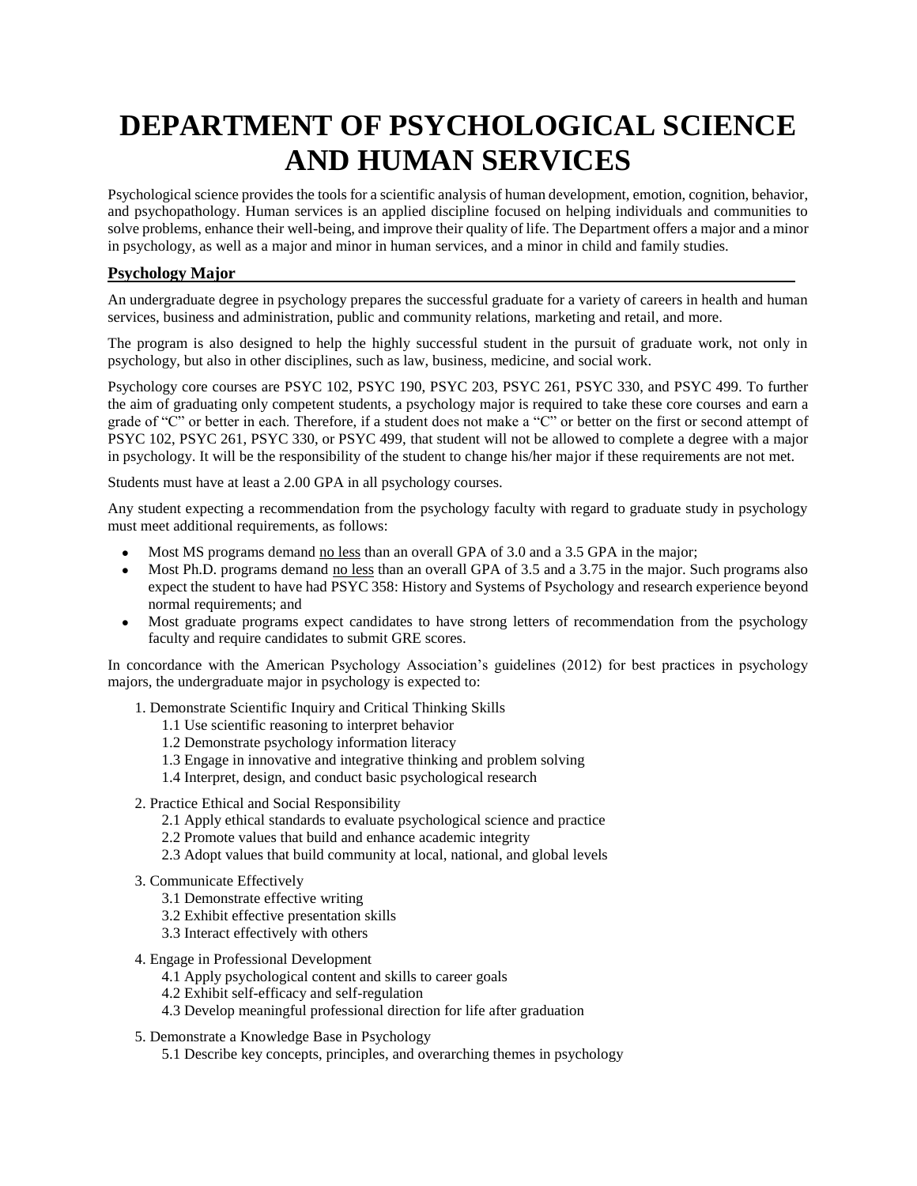# DEPARTMENT OF PSYCHOLOGICAL SCIENCE AND HUMAN SERVICES

Psychological science provides the tools for a scientific analysis of human development, emotion, cognition, behavior, and psychopathology. Human services is an applied discipline focused on helping individuals and communities to solve problems, enhance their well-being, and improve their quality of life. The Department offers a major and a minor in psychology, as well as a major and minor in human services, and a minor in child and family studies.

## Psychology Major

An undergraduate degree in psychology prepares the successful graduate for a variety of careers in health and human services, business and administration, public and community relations, marketing and retail, and more.

The program is also designed to help the highly successful student in the pursuit of graduate work, not only in psychology, but also in other disciplines, such as law, business, medicine, and social work.

Psychology core courses are PSYC 102, PSYC 190, PSYC 203, PSYC 261, PSYC 330, and PSYC 499. To further the aim of graduating only competent students, a psychology major is required to take these core courses and earn a grade of "C" or better in each. Therefore, if a student does not make a "C" or better on the first or second attempt of PSYC 102, PSYC 261, PSYC 330, or PSYC 499, that student will not be allowed to complete a degree with a major in psychology. It will be the responsibility of the student to change his/her major if these requirements are not met.

Students must have at least a 2.00 GPA in all psychology courses.

Any student expecting a recommendation from the psychology faculty with regard to graduate study in psychology must meet additional requirements, as follows:

- Most MS programs demand no less than an overall GPA of 3.0 and a 3.5 GPA in the major;
- Most Ph.D. programs demand no less than an overall GPA of 3.5 and a 3.75 in the major. Such programs also expect the student to have had PSYC 358: History and Systems of Psychology and research experience beyond normal requirements; and
- Most graduate programs expect candidates to have strong letters of recommendation from the psychology faculty and require candidates to submit GRE scores.

In concordance with the American Psychology Association's guidelines (2012) for best practices in psychology majors, the undergraduate major in psychology is expected to:

1. Demonstrate Scientific Inquiry and Critical Thinking Skills
   - 1.1 Use scientific reasoning to interpret behavior
   - 1.2 Demonstrate psychology information literacy
   - 1.3 Engage in innovative and integrative thinking and problem solving
   - 1.4 Interpret, design, and conduct basic psychological research
2. Practice Ethical and Social Responsibility
   - 2.1 Apply ethical standards to evaluate psychological science and practice
   - 2.2 Promote values that build and enhance academic integrity
   - 2.3 Adopt values that build community at local, national, and global levels
3. Communicate Effectively
   - 3.1 Demonstrate effective writing
   - 3.2 Exhibit effective presentation skills
   - 3.3 Interact effectively with others
4. Engage in Professional Development
   - 4.1 Apply psychological content and skills to career goals
   - 4.2 Exhibit self-efficacy and self-regulation
   - 4.3 Develop meaningful professional direction for life after graduation
5. Demonstrate a Knowledge Base in Psychology
   - 5.1 Describe key concepts, principles, and overarching themes in psychology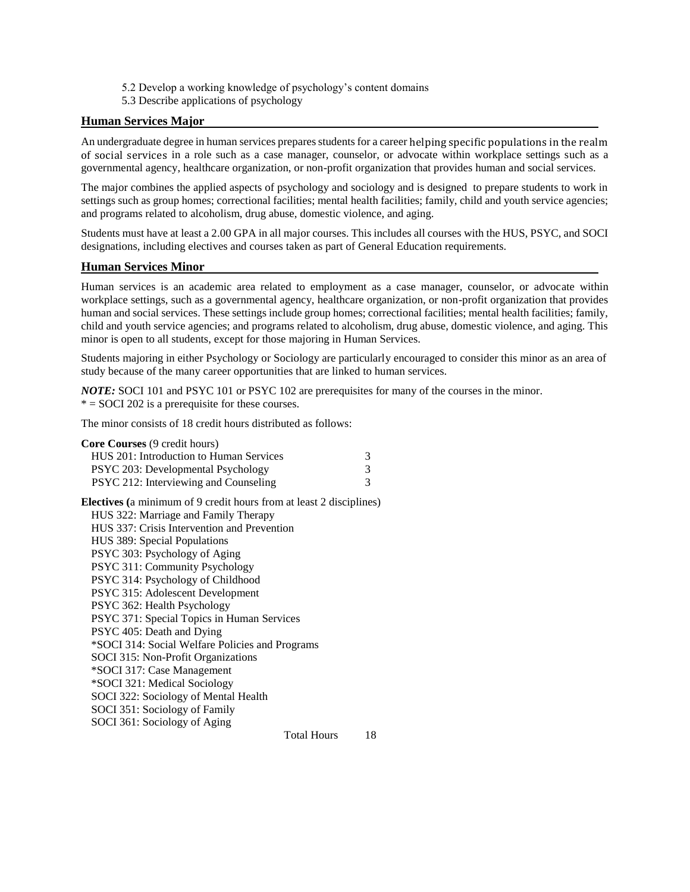5.2 Develop a working knowledge of psychology's content domains

5.3 Describe applications of psychology

## Human Services Major

An undergraduate degree in human services prepares students for a career helping specific populations in the realm of social services in a role such as a case manager, counselor, or advocate within workplace settings such as a governmental agency, healthcare organization, or non-profit organization that provides human and social services.

The major combines the applied aspects of psychology and sociology and is designed to prepare students to work in settings such as group homes; correctional facilities; mental health facilities; family, child and youth service agencies; and programs related to alcoholism, drug abuse, domestic violence, and aging.

Students must have at least a 2.00 GPA in all major courses. This includes all courses with the HUS, PSYC, and SOCI designations, including electives and courses taken as part of General Education requirements.

## Human Services Minor

Human services is an academic area related to employment as a case manager, counselor, or advocate within workplace settings, such as a governmental agency, healthcare organization, or non-profit organization that provides human and social services. These settings include group homes; correctional facilities; mental health facilities; family, child and youth service agencies; and programs related to alcoholism, drug abuse, domestic violence, and aging. This minor is open to all students, except for those majoring in Human Services.

Students majoring in either Psychology or Sociology are particularly encouraged to consider this minor as an area of study because of the many career opportunities that are linked to human services.

***NOTE:*** SOCI 101 and PSYC 101 or PSYC 102 are prerequisites for many of the courses in the minor.
* = SOCI 202 is a prerequisite for these courses.

The minor consists of 18 credit hours distributed as follows:

**Core Courses** (9 credit hours)

| Course | Credits |
|---|---|
| HUS 201: Introduction to Human Services | 3 |
| PSYC 203: Developmental Psychology | 3 |
| PSYC 212: Interviewing and Counseling | 3 |

**Electives (**a minimum of 9 credit hours from at least 2 disciplines)

- HUS 322: Marriage and Family Therapy
- HUS 337: Crisis Intervention and Prevention
- HUS 389: Special Populations
- PSYC 303: Psychology of Aging
- PSYC 311: Community Psychology
- PSYC 314: Psychology of Childhood
- PSYC 315: Adolescent Development
- PSYC 362: Health Psychology
- PSYC 371: Special Topics in Human Services
- PSYC 405: Death and Dying
- *SOCI 314: Social Welfare Policies and Programs
- SOCI 315: Non-Profit Organizations
- *SOCI 317: Case Management
- *SOCI 321: Medical Sociology
- SOCI 322: Sociology of Mental Health
- SOCI 351: Sociology of Family
- SOCI 361: Sociology of Aging

Total Hours 18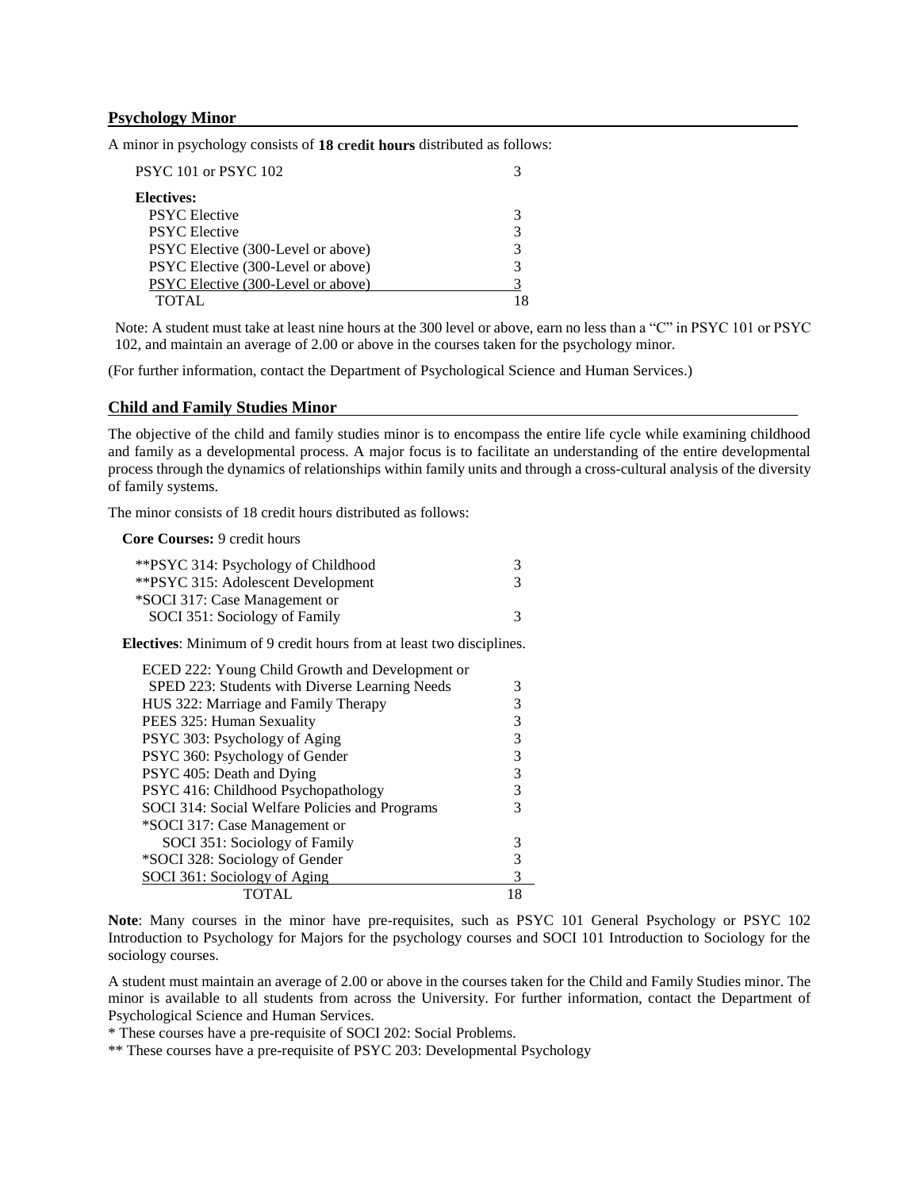## Psychology Minor

A minor in psychology consists of **18 credit hours** distributed as follows:

| Course | Credits |
|---|---|
| PSYC 101 or PSYC 102 | 3 |
| **Electives:** | |
| PSYC Elective | 3 |
| PSYC Elective | 3 |
| PSYC Elective (300-Level or above) | 3 |
| PSYC Elective (300-Level or above) | 3 |
| PSYC Elective (300-Level or above) | 3 |
| TOTAL | 18 |

Note: A student must take at least nine hours at the 300 level or above, earn no less than a "C" in PSYC 101 or PSYC 102, and maintain an average of 2.00 or above in the courses taken for the psychology minor.

(For further information, contact the Department of Psychological Science and Human Services.)

## Child and Family Studies Minor

The objective of the child and family studies minor is to encompass the entire life cycle while examining childhood and family as a developmental process. A major focus is to facilitate an understanding of the entire developmental process through the dynamics of relationships within family units and through a cross-cultural analysis of the diversity of family systems.

The minor consists of 18 credit hours distributed as follows:

**Core Courses:** 9 credit hours

| Course | Credits |
|---|---|
| **PSYC 314: Psychology of Childhood | 3 |
| **PSYC 315: Adolescent Development | 3 |
| *SOCI 317: Case Management or SOCI 351: Sociology of Family | 3 |

**Electives**: Minimum of 9 credit hours from at least two disciplines.

| Course | Credits |
|---|---|
| ECED 222: Young Child Growth and Development or SPED 223: Students with Diverse Learning Needs | 3 |
| HUS 322: Marriage and Family Therapy | 3 |
| PEES 325: Human Sexuality | 3 |
| PSYC 303: Psychology of Aging | 3 |
| PSYC 360: Psychology of Gender | 3 |
| PSYC 405: Death and Dying | 3 |
| PSYC 416: Childhood Psychopathology | 3 |
| SOCI 314: Social Welfare Policies and Programs | 3 |
| *SOCI 317: Case Management or SOCI 351: Sociology of Family | 3 |
| *SOCI 328: Sociology of Gender | 3 |
| SOCI 361: Sociology of Aging | 3 |
| TOTAL | 18 |

**Note**: Many courses in the minor have pre-requisites, such as PSYC 101 General Psychology or PSYC 102 Introduction to Psychology for Majors for the psychology courses and SOCI 101 Introduction to Sociology for the sociology courses.

A student must maintain an average of 2.00 or above in the courses taken for the Child and Family Studies minor. The minor is available to all students from across the University. For further information, contact the Department of Psychological Science and Human Services.

* These courses have a pre-requisite of SOCI 202: Social Problems.

** These courses have a pre-requisite of PSYC 203: Developmental Psychology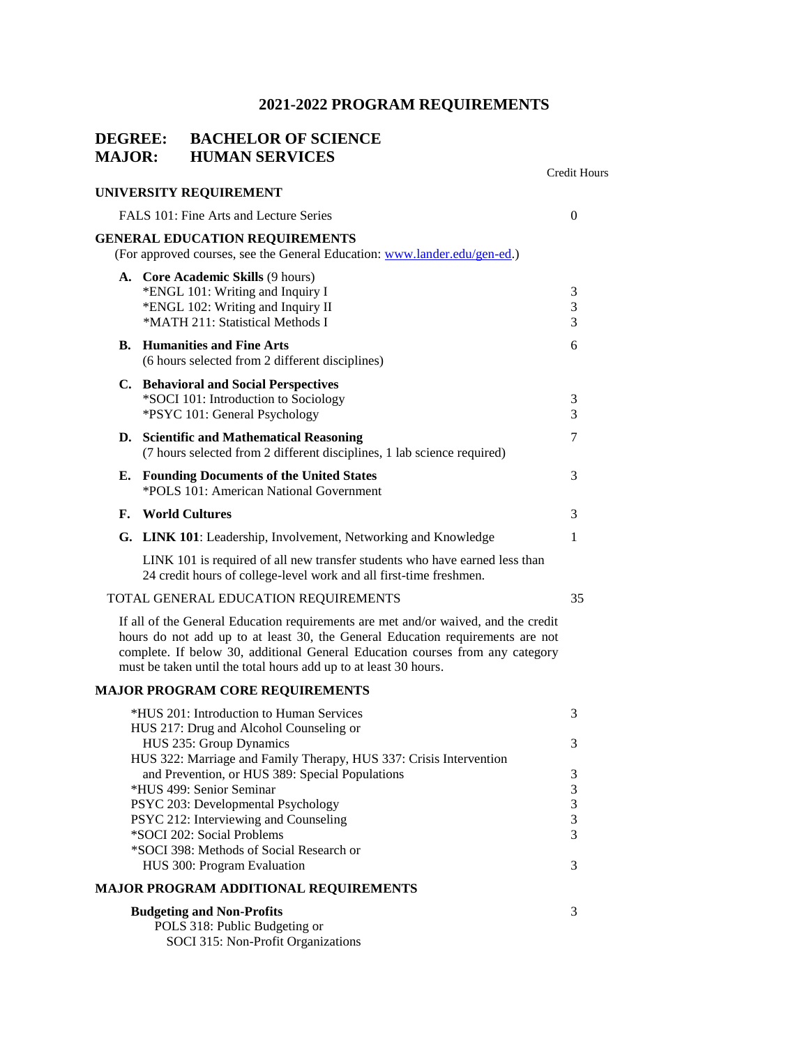# 2021-2022 PROGRAM REQUIREMENTS

## DEGREE: BACHELOR OF SCIENCE
## MAJOR: HUMAN SERVICES

| | Credit Hours |
|---|---|
| **UNIVERSITY REQUIREMENT** | |
| FALS 101: Fine Arts and Lecture Series | 0 |
| **GENERAL EDUCATION REQUIREMENTS** (For approved courses, see the General Education: [www.lander.edu/gen-ed](http://www.lander.edu/gen-ed).) | |
| **A. Core Academic Skills** (9 hours) | |
| *ENGL 101: Writing and Inquiry I | 3 |
| *ENGL 102: Writing and Inquiry II | 3 |
| *MATH 211: Statistical Methods I | 3 |
| **B. Humanities and Fine Arts** (6 hours selected from 2 different disciplines) | 6 |
| **C. Behavioral and Social Perspectives** | |
| *SOCI 101: Introduction to Sociology | 3 |
| *PSYC 101: General Psychology | 3 |
| **D. Scientific and Mathematical Reasoning** (7 hours selected from 2 different disciplines, 1 lab science required) | 7 |
| **E. Founding Documents of the United States** *POLS 101: American National Government | 3 |
| **F. World Cultures** | 3 |
| **G. LINK 101**: Leadership, Involvement, Networking and Knowledge | 1 |
| LINK 101 is required of all new transfer students who have earned less than 24 credit hours of college-level work and all first-time freshmen. | |
| TOTAL GENERAL EDUCATION REQUIREMENTS | 35 |

If all of the General Education requirements are met and/or waived, and the credit hours do not add up to at least 30, the General Education requirements are not complete. If below 30, additional General Education courses from any category must be taken until the total hours add up to at least 30 hours.

| | Credit Hours |
|---|---|
| **MAJOR PROGRAM CORE REQUIREMENTS** | |
| *HUS 201: Introduction to Human Services | 3 |
| HUS 217: Drug and Alcohol Counseling or HUS 235: Group Dynamics | 3 |
| HUS 322: Marriage and Family Therapy, HUS 337: Crisis Intervention and Prevention, or HUS 389: Special Populations | 3 |
| *HUS 499: Senior Seminar | 3 |
| PSYC 203: Developmental Psychology | 3 |
| PSYC 212: Interviewing and Counseling | 3 |
| *SOCI 202: Social Problems | 3 |
| *SOCI 398: Methods of Social Research or HUS 300: Program Evaluation | 3 |
| **MAJOR PROGRAM ADDITIONAL REQUIREMENTS** | |
| **Budgeting and Non-Profits** POLS 318: Public Budgeting or SOCI 315: Non-Profit Organizations | 3 |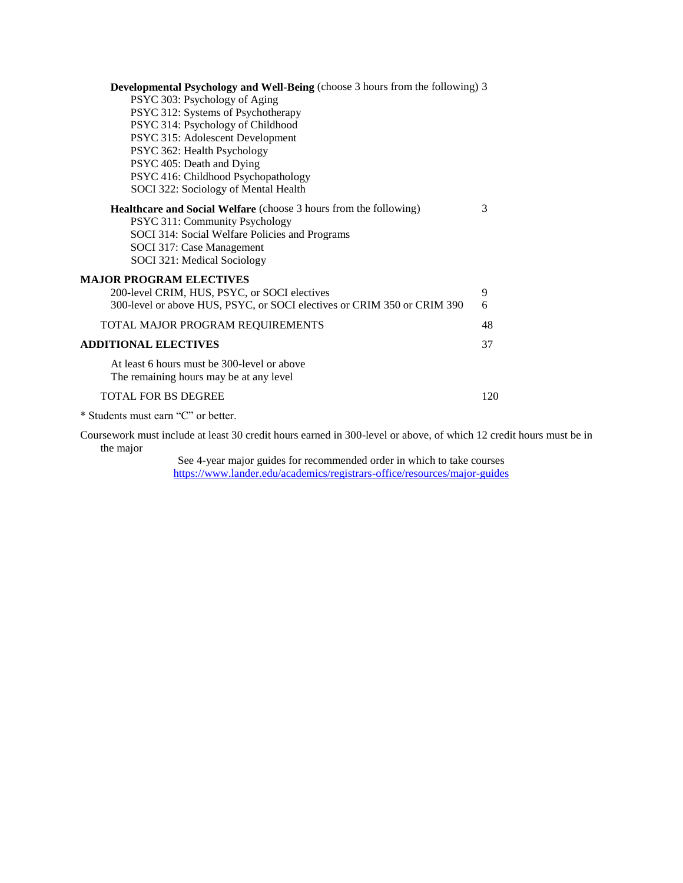**Developmental Psychology and Well-Being** (choose 3 hours from the following) 3

- PSYC 303: Psychology of Aging
- PSYC 312: Systems of Psychotherapy
- PSYC 314: Psychology of Childhood
- PSYC 315: Adolescent Development
- PSYC 362: Health Psychology
- PSYC 405: Death and Dying
- PSYC 416: Childhood Psychopathology
- SOCI 322: Sociology of Mental Health

**Healthcare and Social Welfare** (choose 3 hours from the following) 3

- PSYC 311: Community Psychology
- SOCI 314: Social Welfare Policies and Programs
- SOCI 317: Case Management
- SOCI 321: Medical Sociology

**MAJOR PROGRAM ELECTIVES**

| | |
|---|---|
| 200-level CRIM, HUS, PSYC, or SOCI electives | 9 |
| 300-level or above HUS, PSYC, or SOCI electives or CRIM 350 or CRIM 390 | 6 |
| TOTAL MAJOR PROGRAM REQUIREMENTS | 48 |
| **ADDITIONAL ELECTIVES** | 37 |

At least 6 hours must be 300-level or above
The remaining hours may be at any level

| | |
|---|---|
| TOTAL FOR BS DEGREE | 120 |

* Students must earn "C" or better.

Coursework must include at least 30 credit hours earned in 300-level or above, of which 12 credit hours must be in the major

See 4-year major guides for recommended order in which to take courses
https://www.lander.edu/academics/registrars-office/resources/major-guides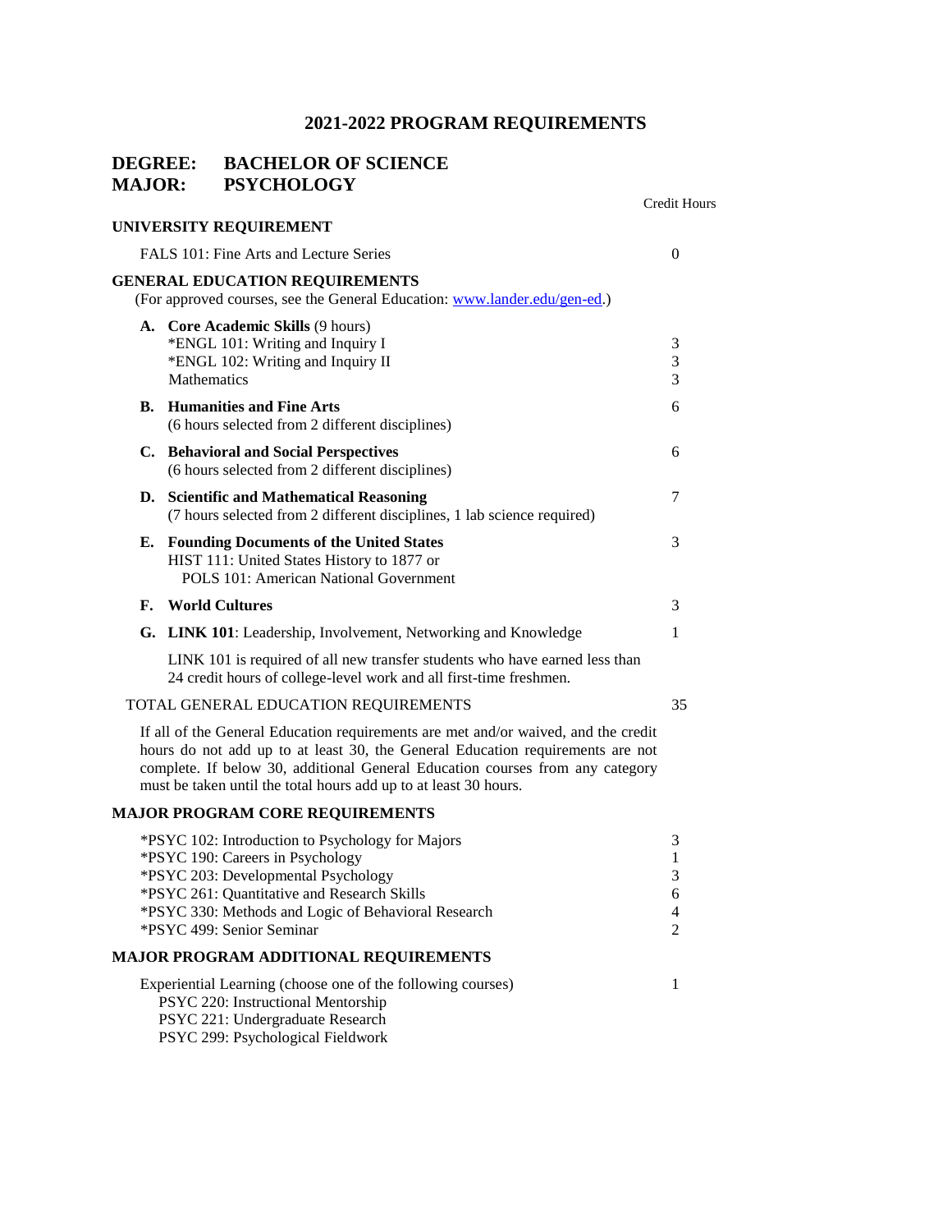# 2021-2022 PROGRAM REQUIREMENTS

## DEGREE: BACHELOR OF SCIENCE
## MAJOR: PSYCHOLOGY

| | Credit Hours |
|---|---|
| **UNIVERSITY REQUIREMENT** | |
| FALS 101: Fine Arts and Lecture Series | 0 |
| **GENERAL EDUCATION REQUIREMENTS** | |
| (For approved courses, see the General Education: [www.lander.edu/gen-ed](http://www.lander.edu/gen-ed).) | |
| **A. Core Academic Skills** (9 hours) | |
| *ENGL 101: Writing and Inquiry I | 3 |
| *ENGL 102: Writing and Inquiry II | 3 |
| Mathematics | 3 |
| **B. Humanities and Fine Arts** (6 hours selected from 2 different disciplines) | 6 |
| **C. Behavioral and Social Perspectives** (6 hours selected from 2 different disciplines) | 6 |
| **D. Scientific and Mathematical Reasoning** (7 hours selected from 2 different disciplines, 1 lab science required) | 7 |
| **E. Founding Documents of the United States** HIST 111: United States History to 1877 or POLS 101: American National Government | 3 |
| **F. World Cultures** | 3 |
| **G. LINK 101**: Leadership, Involvement, Networking and Knowledge | 1 |
| LINK 101 is required of all new transfer students who have earned less than 24 credit hours of college-level work and all first-time freshmen. | |
| TOTAL GENERAL EDUCATION REQUIREMENTS | 35 |

If all of the General Education requirements are met and/or waived, and the credit hours do not add up to at least 30, the General Education requirements are not complete. If below 30, additional General Education courses from any category must be taken until the total hours add up to at least 30 hours.

| | Credit Hours |
|---|---|
| **MAJOR PROGRAM CORE REQUIREMENTS** | |
| *PSYC 102: Introduction to Psychology for Majors | 3 |
| *PSYC 190: Careers in Psychology | 1 |
| *PSYC 203: Developmental Psychology | 3 |
| *PSYC 261: Quantitative and Research Skills | 6 |
| *PSYC 330: Methods and Logic of Behavioral Research | 4 |
| *PSYC 499: Senior Seminar | 2 |
| **MAJOR PROGRAM ADDITIONAL REQUIREMENTS** | |
| Experiential Learning (choose one of the following courses) | 1 |
| PSYC 220: Instructional Mentorship | |
| PSYC 221: Undergraduate Research | |
| PSYC 299: Psychological Fieldwork | |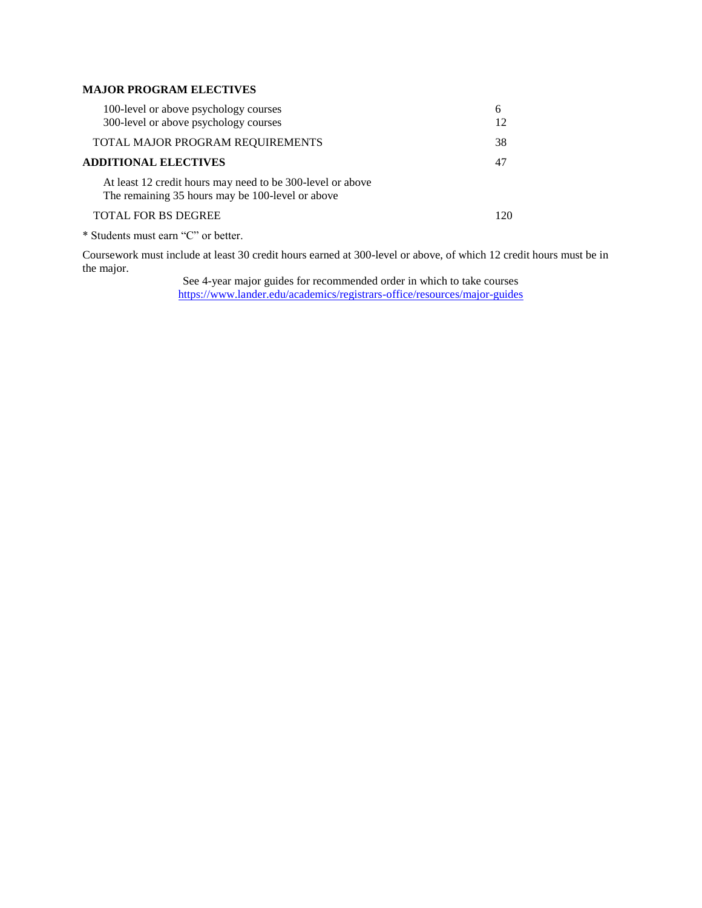**MAJOR PROGRAM ELECTIVES**

| | |
|---|---|
| 100-level or above psychology courses | 6 |
| 300-level or above psychology courses | 12 |
| TOTAL MAJOR PROGRAM REQUIREMENTS | 38 |
| **ADDITIONAL ELECTIVES** | 47 |
| At least 12 credit hours may need to be 300-level or above<br>The remaining 35 hours may be 100-level or above | |
| TOTAL FOR BS DEGREE | 120 |

* Students must earn "C" or better.

Coursework must include at least 30 credit hours earned at 300-level or above, of which 12 credit hours must be in the major.

See 4-year major guides for recommended order in which to take courses
https://www.lander.edu/academics/registrars-office/resources/major-guides